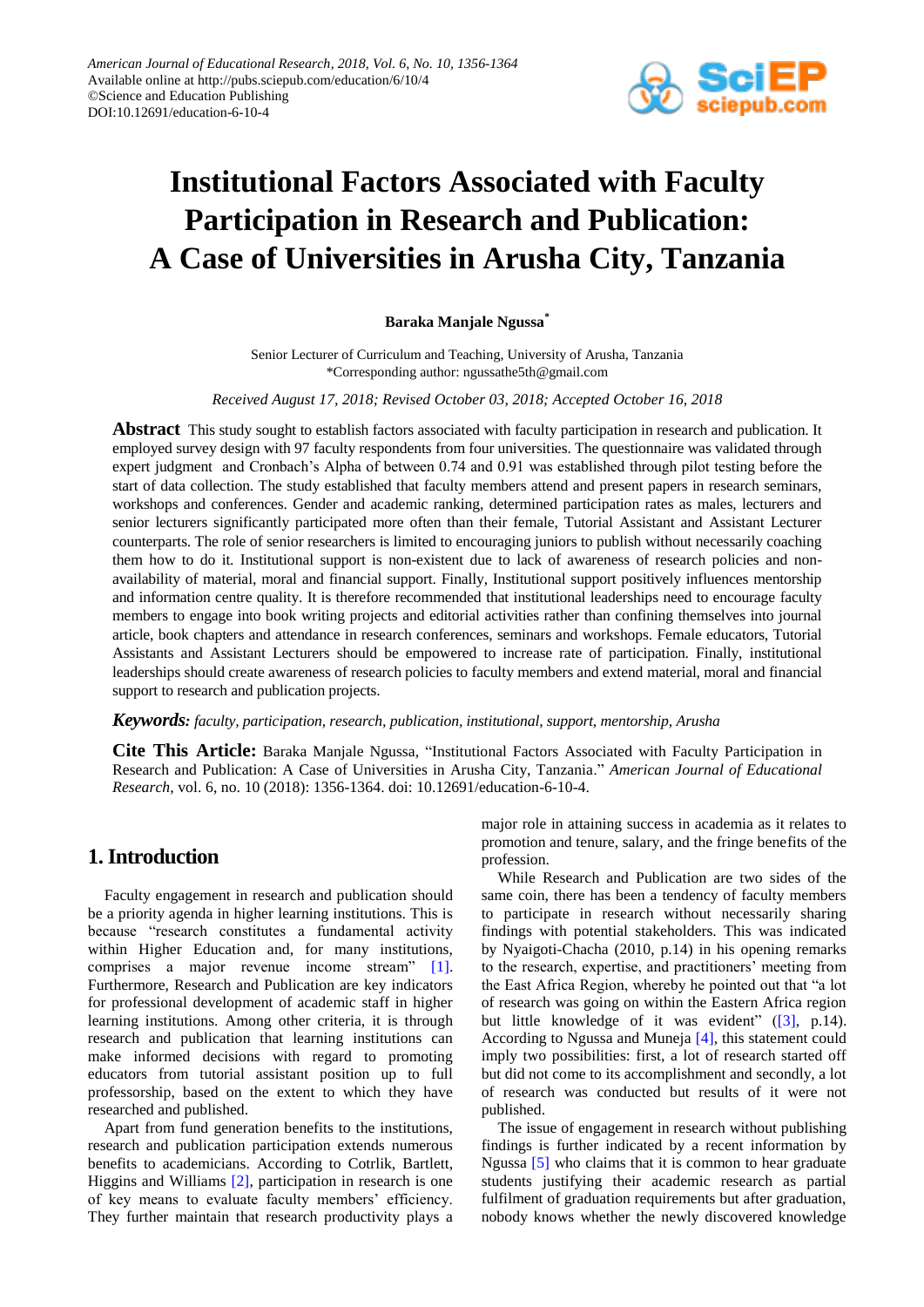# Institutional Factors Associated with Faculty Participation in Research and Publication: A Case of Universities in Arusha City, Tanzania

**Baraka Manjale Ngussa***

Senior Lecturer of Curriculum and Teaching, University of Arusha, Tanzania
*Corresponding author: ngussathe5th@gmail.com

*Received August 17, 2018; Revised October 03, 2018; Accepted October 16, 2018*

**Abstract** This study sought to establish factors associated with faculty participation in research and publication. It employed survey design with 97 faculty respondents from four universities. The questionnaire was validated through expert judgment and Cronbach's Alpha of between 0.74 and 0.91 was established through pilot testing before the start of data collection. The study established that faculty members attend and present papers in research seminars, workshops and conferences. Gender and academic ranking, determined participation rates as males, lecturers and senior lecturers significantly participated more often than their female, Tutorial Assistant and Assistant Lecturer counterparts. The role of senior researchers is limited to encouraging juniors to publish without necessarily coaching them how to do it. Institutional support is non-existent due to lack of awareness of research policies and non-availability of material, moral and financial support. Finally, Institutional support positively influences mentorship and information centre quality. It is therefore recommended that institutional leaderships need to encourage faculty members to engage into book writing projects and editorial activities rather than confining themselves into journal article, book chapters and attendance in research conferences, seminars and workshops. Female educators, Tutorial Assistants and Assistant Lecturers should be empowered to increase rate of participation. Finally, institutional leaderships should create awareness of research policies to faculty members and extend material, moral and financial support to research and publication projects.

***Keywords:*** *faculty, participation, research, publication, institutional, support, mentorship, Arusha*

**Cite This Article:** Baraka Manjale Ngussa, "Institutional Factors Associated with Faculty Participation in Research and Publication: A Case of Universities in Arusha City, Tanzania." *American Journal of Educational Research*, vol. 6, no. 10 (2018): 1356-1364. doi: 10.12691/education-6-10-4.

## 1. Introduction

Faculty engagement in research and publication should be a priority agenda in higher learning institutions. This is because "research constitutes a fundamental activity within Higher Education and, for many institutions, comprises a major revenue income stream" [1]. Furthermore, Research and Publication are key indicators for professional development of academic staff in higher learning institutions. Among other criteria, it is through research and publication that learning institutions can make informed decisions with regard to promoting educators from tutorial assistant position up to full professorship, based on the extent to which they have researched and published.

Apart from fund generation benefits to the institutions, research and publication participation extends numerous benefits to academicians. According to Cotrlik, Bartlett, Higgins and Williams [2], participation in research is one of key means to evaluate faculty members' efficiency. They further maintain that research productivity plays a major role in attaining success in academia as it relates to promotion and tenure, salary, and the fringe benefits of the profession.

While Research and Publication are two sides of the same coin, there has been a tendency of faculty members to participate in research without necessarily sharing findings with potential stakeholders. This was indicated by Nyaigoti-Chacha (2010, p.14) in his opening remarks to the research, expertise, and practitioners' meeting from the East Africa Region, whereby he pointed out that "a lot of research was going on within the Eastern Africa region but little knowledge of it was evident" ([3], p.14). According to Ngussa and Muneja [4], this statement could imply two possibilities: first, a lot of research started off but did not come to its accomplishment and secondly, a lot of research was conducted but results of it were not published.

The issue of engagement in research without publishing findings is further indicated by a recent information by Ngussa [5] who claims that it is common to hear graduate students justifying their academic research as partial fulfilment of graduation requirements but after graduation, nobody knows whether the newly discovered knowledge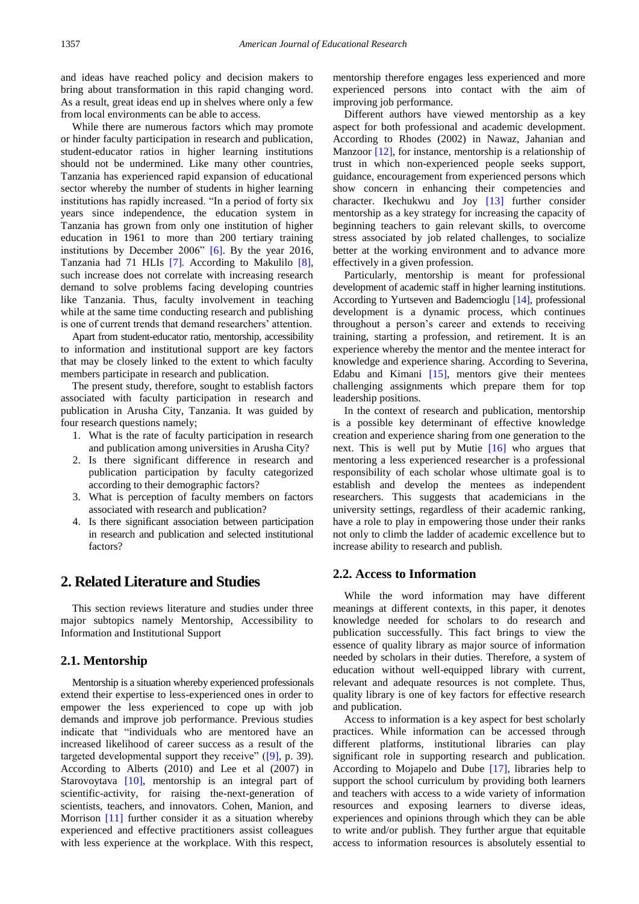and ideas have reached policy and decision makers to bring about transformation in this rapid changing word. As a result, great ideas end up in shelves where only a few from local environments can be able to access.

While there are numerous factors which may promote or hinder faculty participation in research and publication, student-educator ratios in higher learning institutions should not be undermined. Like many other countries, Tanzania has experienced rapid expansion of educational sector whereby the number of students in higher learning institutions has rapidly increased. "In a period of forty six years since independence, the education system in Tanzania has grown from only one institution of higher education in 1961 to more than 200 tertiary training institutions by December 2006" [6]. By the year 2016, Tanzania had 71 HLIs [7]. According to Makulilo [8], such increase does not correlate with increasing research demand to solve problems facing developing countries like Tanzania. Thus, faculty involvement in teaching while at the same time conducting research and publishing is one of current trends that demand researchers' attention.

Apart from student-educator ratio, mentorship, accessibility to information and institutional support are key factors that may be closely linked to the extent to which faculty members participate in research and publication.

The present study, therefore, sought to establish factors associated with faculty participation in research and publication in Arusha City, Tanzania. It was guided by four research questions namely;

1. What is the rate of faculty participation in research and publication among universities in Arusha City?
2. Is there significant difference in research and publication participation by faculty categorized according to their demographic factors?
3. What is perception of faculty members on factors associated with research and publication?
4. Is there significant association between participation in research and publication and selected institutional factors?

## 2. Related Literature and Studies

This section reviews literature and studies under three major subtopics namely Mentorship, Accessibility to Information and Institutional Support

### 2.1. Mentorship

Mentorship is a situation whereby experienced professionals extend their expertise to less-experienced ones in order to empower the less experienced to cope up with job demands and improve job performance. Previous studies indicate that "individuals who are mentored have an increased likelihood of career success as a result of the targeted developmental support they receive" ([9], p. 39). According to Alberts (2010) and Lee et al (2007) in Starovoytava [10], mentorship is an integral part of scientific-activity, for raising the-next-generation of scientists, teachers, and innovators. Cohen, Manion, and Morrison [11] further consider it as a situation whereby experienced and effective practitioners assist colleagues with less experience at the workplace. With this respect, mentorship therefore engages less experienced and more experienced persons into contact with the aim of improving job performance.

Different authors have viewed mentorship as a key aspect for both professional and academic development. According to Rhodes (2002) in Nawaz, Jahanian and Manzoor [12], for instance, mentorship is a relationship of trust in which non-experienced people seeks support, guidance, encouragement from experienced persons which show concern in enhancing their competencies and character. Ikechukwu and Joy [13] further consider mentorship as a key strategy for increasing the capacity of beginning teachers to gain relevant skills, to overcome stress associated by job related challenges, to socialize better at the working environment and to advance more effectively in a given profession.

Particularly, mentorship is meant for professional development of academic staff in higher learning institutions. According to Yurtseven and Bademcioglu [14], professional development is a dynamic process, which continues throughout a person's career and extends to receiving training, starting a profession, and retirement. It is an experience whereby the mentor and the mentee interact for knowledge and experience sharing. According to Severina, Edabu and Kimani [15], mentors give their mentees challenging assignments which prepare them for top leadership positions.

In the context of research and publication, mentorship is a possible key determinant of effective knowledge creation and experience sharing from one generation to the next. This is well put by Mutie [16] who argues that mentoring a less experienced researcher is a professional responsibility of each scholar whose ultimate goal is to establish and develop the mentees as independent researchers. This suggests that academicians in the university settings, regardless of their academic ranking, have a role to play in empowering those under their ranks not only to climb the ladder of academic excellence but to increase ability to research and publish.

### 2.2. Access to Information

While the word information may have different meanings at different contexts, in this paper, it denotes knowledge needed for scholars to do research and publication successfully. This fact brings to view the essence of quality library as major source of information needed by scholars in their duties. Therefore, a system of education without well-equipped library with current, relevant and adequate resources is not complete. Thus, quality library is one of key factors for effective research and publication.

Access to information is a key aspect for best scholarly practices. While information can be accessed through different platforms, institutional libraries can play significant role in supporting research and publication. According to Mojapelo and Dube [17], libraries help to support the school curriculum by providing both learners and teachers with access to a wide variety of information resources and exposing learners to diverse ideas, experiences and opinions through which they can be able to write and/or publish. They further argue that equitable access to information resources is absolutely essential to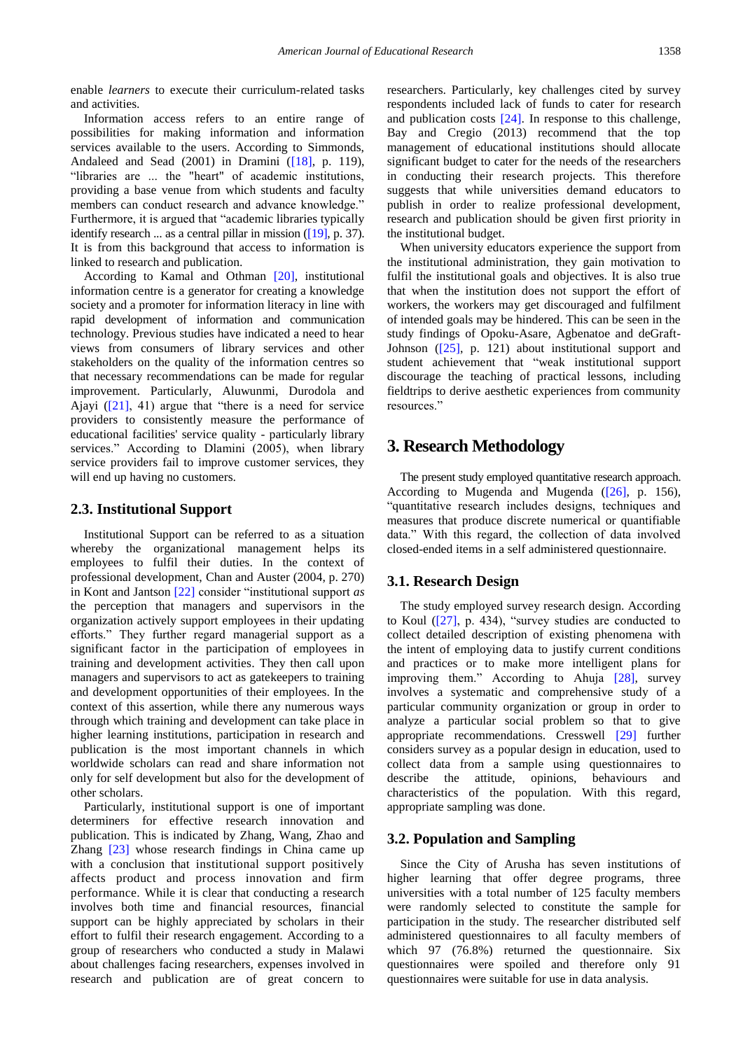enable *learners* to execute their curriculum-related tasks and activities.

Information access refers to an entire range of possibilities for making information and information services available to the users. According to Simmonds, Andaleed and Sead (2001) in Dramini ([18], p. 119), "libraries are ... the "heart" of academic institutions, providing a base venue from which students and faculty members can conduct research and advance knowledge." Furthermore, it is argued that "academic libraries typically identify research ... as a central pillar in mission ([19], p. 37). It is from this background that access to information is linked to research and publication.

According to Kamal and Othman [20], institutional information centre is a generator for creating a knowledge society and a promoter for information literacy in line with rapid development of information and communication technology. Previous studies have indicated a need to hear views from consumers of library services and other stakeholders on the quality of the information centres so that necessary recommendations can be made for regular improvement. Particularly, Aluwunmi, Durodola and Ajayi ([21], 41) argue that "there is a need for service providers to consistently measure the performance of educational facilities' service quality - particularly library services." According to Dlamini (2005), when library service providers fail to improve customer services, they will end up having no customers.

### 2.3. Institutional Support

Institutional Support can be referred to as a situation whereby the organizational management helps its employees to fulfil their duties. In the context of professional development, Chan and Auster (2004, p. 270) in Kont and Jantson [22] consider "institutional support *as* the perception that managers and supervisors in the organization actively support employees in their updating efforts." They further regard managerial support as a significant factor in the participation of employees in training and development activities. They then call upon managers and supervisors to act as gatekeepers to training and development opportunities of their employees. In the context of this assertion, while there any numerous ways through which training and development can take place in higher learning institutions, participation in research and publication is the most important channels in which worldwide scholars can read and share information not only for self development but also for the development of other scholars.

Particularly, institutional support is one of important determiners for effective research innovation and publication. This is indicated by Zhang, Wang, Zhao and Zhang [23] whose research findings in China came up with a conclusion that institutional support positively affects product and process innovation and firm performance. While it is clear that conducting a research involves both time and financial resources, financial support can be highly appreciated by scholars in their effort to fulfil their research engagement. According to a group of researchers who conducted a study in Malawi about challenges facing researchers, expenses involved in research and publication are of great concern to researchers. Particularly, key challenges cited by survey respondents included lack of funds to cater for research and publication costs [24]. In response to this challenge, Bay and Cregio (2013) recommend that the top management of educational institutions should allocate significant budget to cater for the needs of the researchers in conducting their research projects. This therefore suggests that while universities demand educators to publish in order to realize professional development, research and publication should be given first priority in the institutional budget.

When university educators experience the support from the institutional administration, they gain motivation to fulfil the institutional goals and objectives. It is also true that when the institution does not support the effort of workers, the workers may get discouraged and fulfilment of intended goals may be hindered. This can be seen in the study findings of Opoku-Asare, Agbenatoe and deGraft-Johnson ([25], p. 121) about institutional support and student achievement that "weak institutional support discourage the teaching of practical lessons, including fieldtrips to derive aesthetic experiences from community resources."

## 3. Research Methodology

The present study employed quantitative research approach. According to Mugenda and Mugenda ([26], p. 156), "quantitative research includes designs, techniques and measures that produce discrete numerical or quantifiable data." With this regard, the collection of data involved closed-ended items in a self administered questionnaire.

### 3.1. Research Design

The study employed survey research design. According to Koul ([27], p. 434), "survey studies are conducted to collect detailed description of existing phenomena with the intent of employing data to justify current conditions and practices or to make more intelligent plans for improving them." According to Ahuja [28], survey involves a systematic and comprehensive study of a particular community organization or group in order to analyze a particular social problem so that to give appropriate recommendations. Cresswell [29] further considers survey as a popular design in education, used to collect data from a sample using questionnaires to describe the attitude, opinions, behaviours and characteristics of the population. With this regard, appropriate sampling was done.

### 3.2. Population and Sampling

Since the City of Arusha has seven institutions of higher learning that offer degree programs, three universities with a total number of 125 faculty members were randomly selected to constitute the sample for participation in the study. The researcher distributed self administered questionnaires to all faculty members of which 97 (76.8%) returned the questionnaire. Six questionnaires were spoiled and therefore only 91 questionnaires were suitable for use in data analysis.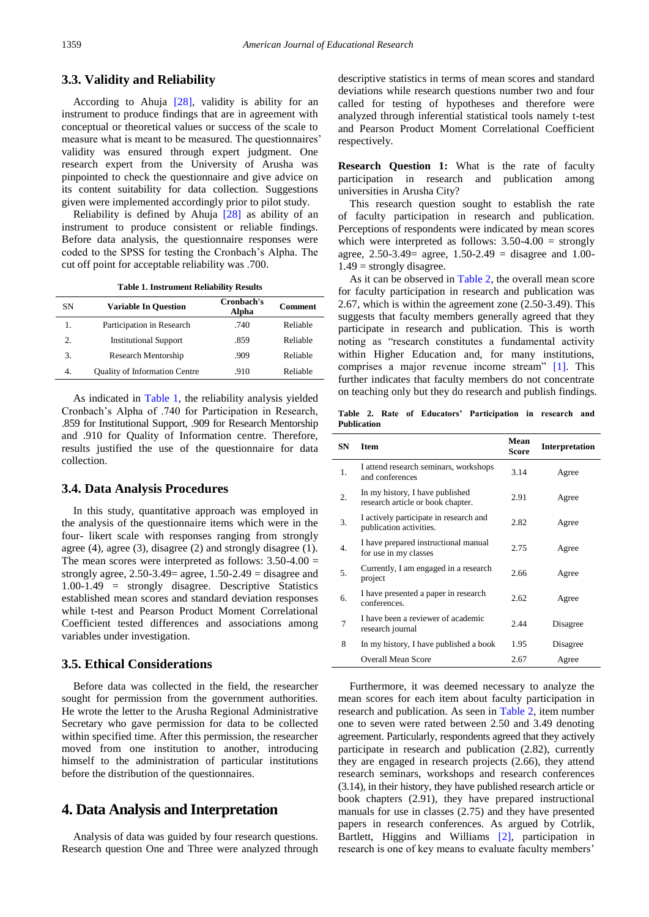### 3.3. Validity and Reliability

According to Ahuja [28], validity is ability for an instrument to produce findings that are in agreement with conceptual or theoretical values or success of the scale to measure what is meant to be measured. The questionnaires' validity was ensured through expert judgment. One research expert from the University of Arusha was pinpointed to check the questionnaire and give advice on its content suitability for data collection. Suggestions given were implemented accordingly prior to pilot study.

Reliability is defined by Ahuja [28] as ability of an instrument to produce consistent or reliable findings. Before data analysis, the questionnaire responses were coded to the SPSS for testing the Cronbach's Alpha. The cut off point for acceptable reliability was .700.

**Table 1. Instrument Reliability Results**

| SN | Variable In Question | Cronbach's Alpha | Comment |
|---|---|---|---|
| 1. | Participation in Research | .740 | Reliable |
| 2. | Institutional Support | .859 | Reliable |
| 3. | Research Mentorship | .909 | Reliable |
| 4. | Quality of Information Centre | .910 | Reliable |

As indicated in Table 1, the reliability analysis yielded Cronbach's Alpha of .740 for Participation in Research, .859 for Institutional Support, .909 for Research Mentorship and .910 for Quality of Information centre. Therefore, results justified the use of the questionnaire for data collection.

### 3.4. Data Analysis Procedures

In this study, quantitative approach was employed in the analysis of the questionnaire items which were in the four- likert scale with responses ranging from strongly agree (4), agree (3), disagree (2) and strongly disagree (1). The mean scores were interpreted as follows: 3.50-4.00 = strongly agree, 2.50-3.49= agree, 1.50-2.49 = disagree and 1.00-1.49 = strongly disagree. Descriptive Statistics established mean scores and standard deviation responses while t-test and Pearson Product Moment Correlational Coefficient tested differences and associations among variables under investigation.

### 3.5. Ethical Considerations

Before data was collected in the field, the researcher sought for permission from the government authorities. He wrote the letter to the Arusha Regional Administrative Secretary who gave permission for data to be collected within specified time. After this permission, the researcher moved from one institution to another, introducing himself to the administration of particular institutions before the distribution of the questionnaires.

## 4. Data Analysis and Interpretation

Analysis of data was guided by four research questions. Research question One and Three were analyzed through descriptive statistics in terms of mean scores and standard deviations while research questions number two and four called for testing of hypotheses and therefore were analyzed through inferential statistical tools namely t-test and Pearson Product Moment Correlational Coefficient respectively.

**Research Question 1:** What is the rate of faculty participation in research and publication among universities in Arusha City?

This research question sought to establish the rate of faculty participation in research and publication. Perceptions of respondents were indicated by mean scores which were interpreted as follows: 3.50-4.00 = strongly agree, 2.50-3.49= agree, 1.50-2.49 = disagree and 1.00-1.49 = strongly disagree.

As it can be observed in Table 2, the overall mean score for faculty participation in research and publication was 2.67, which is within the agreement zone (2.50-3.49). This suggests that faculty members generally agreed that they participate in research and publication. This is worth noting as "research constitutes a fundamental activity within Higher Education and, for many institutions, comprises a major revenue income stream" [1]. This further indicates that faculty members do not concentrate on teaching only but they do research and publish findings.

**Table 2. Rate of Educators' Participation in research and Publication**

| SN | Item | Mean Score | Interpretation |
|---|---|---|---|
| 1. | I attend research seminars, workshops and conferences | 3.14 | Agree |
| 2. | In my history, I have published research article or book chapter. | 2.91 | Agree |
| 3. | I actively participate in research and publication activities. | 2.82 | Agree |
| 4. | I have prepared instructional manual for use in my classes | 2.75 | Agree |
| 5. | Currently, I am engaged in a research project | 2.66 | Agree |
| 6. | I have presented a paper in research conferences. | 2.62 | Agree |
| 7 | I have been a reviewer of academic research journal | 2.44 | Disagree |
| 8 | In my history, I have published a book | 1.95 | Disagree |
| | Overall Mean Score | 2.67 | Agree |

Furthermore, it was deemed necessary to analyze the mean scores for each item about faculty participation in research and publication. As seen in Table 2, item number one to seven were rated between 2.50 and 3.49 denoting agreement. Particularly, respondents agreed that they actively participate in research and publication (2.82), currently they are engaged in research projects (2.66), they attend research seminars, workshops and research conferences (3.14), in their history, they have published research article or book chapters (2.91), they have prepared instructional manuals for use in classes (2.75) and they have presented papers in research conferences. As argued by Cotrlik, Bartlett, Higgins and Williams [2], participation in research is one of key means to evaluate faculty members'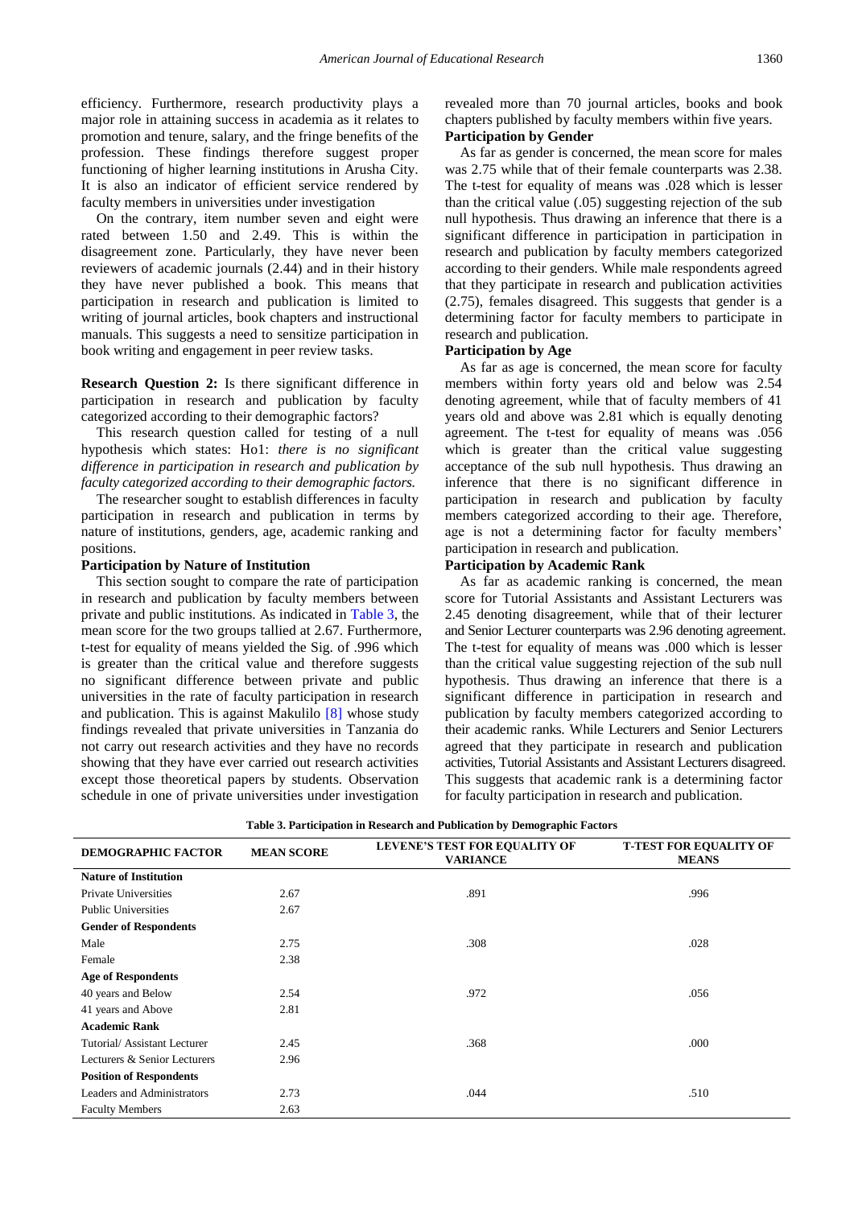efficiency. Furthermore, research productivity plays a major role in attaining success in academia as it relates to promotion and tenure, salary, and the fringe benefits of the profession. These findings therefore suggest proper functioning of higher learning institutions in Arusha City. It is also an indicator of efficient service rendered by faculty members in universities under investigation

On the contrary, item number seven and eight were rated between 1.50 and 2.49. This is within the disagreement zone. Particularly, they have never been reviewers of academic journals (2.44) and in their history they have never published a book. This means that participation in research and publication is limited to writing of journal articles, book chapters and instructional manuals. This suggests a need to sensitize participation in book writing and engagement in peer review tasks.

**Research Question 2:** Is there significant difference in participation in research and publication by faculty categorized according to their demographic factors?

This research question called for testing of a null hypothesis which states: Ho1: *there is no significant difference in participation in research and publication by faculty categorized according to their demographic factors.*

The researcher sought to establish differences in faculty participation in research and publication in terms by nature of institutions, genders, age, academic ranking and positions.

**Participation by Nature of Institution**

This section sought to compare the rate of participation in research and publication by faculty members between private and public institutions. As indicated in Table 3, the mean score for the two groups tallied at 2.67. Furthermore, t-test for equality of means yielded the Sig. of .996 which is greater than the critical value and therefore suggests no significant difference between private and public universities in the rate of faculty participation in research and publication. This is against Makulilo [8] whose study findings revealed that private universities in Tanzania do not carry out research activities and they have no records showing that they have ever carried out research activities except those theoretical papers by students. Observation schedule in one of private universities under investigation revealed more than 70 journal articles, books and book chapters published by faculty members within five years.

**Participation by Gender**

As far as gender is concerned, the mean score for males was 2.75 while that of their female counterparts was 2.38. The t-test for equality of means was .028 which is lesser than the critical value (.05) suggesting rejection of the sub null hypothesis. Thus drawing an inference that there is a significant difference in participation in participation in research and publication by faculty members categorized according to their genders. While male respondents agreed that they participate in research and publication activities (2.75), females disagreed. This suggests that gender is a determining factor for faculty members to participate in research and publication.

**Participation by Age**

As far as age is concerned, the mean score for faculty members within forty years old and below was 2.54 denoting agreement, while that of faculty members of 41 years old and above was 2.81 which is equally denoting agreement. The t-test for equality of means was .056 which is greater than the critical value suggesting acceptance of the sub null hypothesis. Thus drawing an inference that there is no significant difference in participation in research and publication by faculty members categorized according to their age. Therefore, age is not a determining factor for faculty members' participation in research and publication.

**Participation by Academic Rank**

As far as academic ranking is concerned, the mean score for Tutorial Assistants and Assistant Lecturers was 2.45 denoting disagreement, while that of their lecturer and Senior Lecturer counterparts was 2.96 denoting agreement. The t-test for equality of means was .000 which is lesser than the critical value suggesting rejection of the sub null hypothesis. Thus drawing an inference that there is a significant difference in participation in research and publication by faculty members categorized according to their academic ranks. While Lecturers and Senior Lecturers agreed that they participate in research and publication activities, Tutorial Assistants and Assistant Lecturers disagreed. This suggests that academic rank is a determining factor for faculty participation in research and publication.

**Table 3. Participation in Research and Publication by Demographic Factors**

| DEMOGRAPHIC FACTOR | MEAN SCORE | LEVENE'S TEST FOR EQUALITY OF VARIANCE | T-TEST FOR EQUALITY OF MEANS |
|---|---|---|---|
| **Nature of Institution** | | | |
| Private Universities | 2.67 | .891 | .996 |
| Public Universities | 2.67 | | |
| **Gender of Respondents** | | | |
| Male | 2.75 | .308 | .028 |
| Female | 2.38 | | |
| **Age of Respondents** | | | |
| 40 years and Below | 2.54 | .972 | .056 |
| 41 years and Above | 2.81 | | |
| **Academic Rank** | | | |
| Tutorial/ Assistant Lecturer | 2.45 | .368 | .000 |
| Lecturers & Senior Lecturers | 2.96 | | |
| **Position of Respondents** | | | |
| Leaders and Administrators | 2.73 | .044 | .510 |
| Faculty Members | 2.63 | | |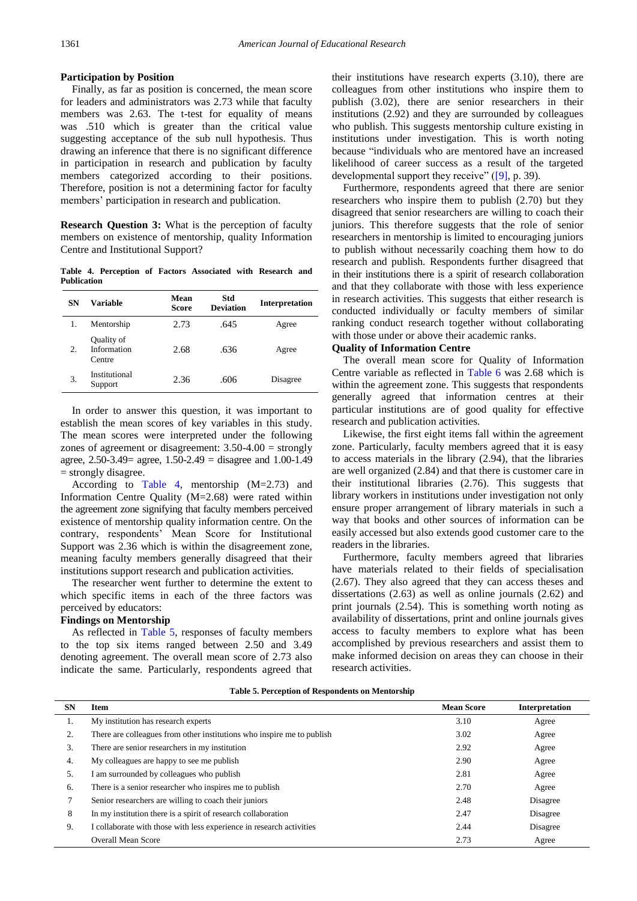### Participation by Position

Finally, as far as position is concerned, the mean score for leaders and administrators was 2.73 while that faculty members was 2.63. The t-test for equality of means was .510 which is greater than the critical value suggesting acceptance of the sub null hypothesis. Thus drawing an inference that there is no significant difference in participation in research and publication by faculty members categorized according to their positions. Therefore, position is not a determining factor for faculty members' participation in research and publication.

**Research Question 3:** What is the perception of faculty members on existence of mentorship, quality Information Centre and Institutional Support?

**Table 4. Perception of Factors Associated with Research and Publication**

| SN | Variable | Mean Score | Std Deviation | Interpretation |
|---|---|---|---|---|
| 1. | Mentorship | 2.73 | .645 | Agree |
| 2. | Quality of Information Centre | 2.68 | .636 | Agree |
| 3. | Institutional Support | 2.36 | .606 | Disagree |

In order to answer this question, it was important to establish the mean scores of key variables in this study. The mean scores were interpreted under the following zones of agreement or disagreement: 3.50-4.00 = strongly agree, 2.50-3.49= agree, 1.50-2.49 = disagree and 1.00-1.49 = strongly disagree.

According to Table 4, mentorship (M=2.73) and Information Centre Quality (M=2.68) were rated within the agreement zone signifying that faculty members perceived existence of mentorship quality information centre. On the contrary, respondents' Mean Score for Institutional Support was 2.36 which is within the disagreement zone, meaning faculty members generally disagreed that their institutions support research and publication activities.

The researcher went further to determine the extent to which specific items in each of the three factors was perceived by educators:

### Findings on Mentorship

As reflected in Table 5, responses of faculty members to the top six items ranged between 2.50 and 3.49 denoting agreement. The overall mean score of 2.73 also indicate the same. Particularly, respondents agreed that their institutions have research experts (3.10), there are colleagues from other institutions who inspire them to publish (3.02), there are senior researchers in their institutions (2.92) and they are surrounded by colleagues who publish. This suggests mentorship culture existing in institutions under investigation. This is worth noting because "individuals who are mentored have an increased likelihood of career success as a result of the targeted developmental support they receive" ([9], p. 39).

Furthermore, respondents agreed that there are senior researchers who inspire them to publish (2.70) but they disagreed that senior researchers are willing to coach their juniors. This therefore suggests that the role of senior researchers in mentorship is limited to encouraging juniors to publish without necessarily coaching them how to do research and publish. Respondents further disagreed that in their institutions there is a spirit of research collaboration and that they collaborate with those with less experience in research activities. This suggests that either research is conducted individually or faculty members of similar ranking conduct research together without collaborating with those under or above their academic ranks.

### Quality of Information Centre

The overall mean score for Quality of Information Centre variable as reflected in Table 6 was 2.68 which is within the agreement zone. This suggests that respondents generally agreed that information centres at their particular institutions are of good quality for effective research and publication activities.

Likewise, the first eight items fall within the agreement zone. Particularly, faculty members agreed that it is easy to access materials in the library (2.94), that the libraries are well organized (2.84) and that there is customer care in their institutional libraries (2.76). This suggests that library workers in institutions under investigation not only ensure proper arrangement of library materials in such a way that books and other sources of information can be easily accessed but also extends good customer care to the readers in the libraries.

Furthermore, faculty members agreed that libraries have materials related to their fields of specialisation (2.67). They also agreed that they can access theses and dissertations (2.63) as well as online journals (2.62) and print journals (2.54). This is something worth noting as availability of dissertations, print and online journals gives access to faculty members to explore what has been accomplished by previous researchers and assist them to make informed decision on areas they can choose in their research activities.

**Table 5. Perception of Respondents on Mentorship**

| SN | Item | Mean Score | Interpretation |
|---|---|---|---|
| 1. | My institution has research experts | 3.10 | Agree |
| 2. | There are colleagues from other institutions who inspire me to publish | 3.02 | Agree |
| 3. | There are senior researchers in my institution | 2.92 | Agree |
| 4. | My colleagues are happy to see me publish | 2.90 | Agree |
| 5. | I am surrounded by colleagues who publish | 2.81 | Agree |
| 6. | There is a senior researcher who inspires me to publish | 2.70 | Agree |
| 7 | Senior researchers are willing to coach their juniors | 2.48 | Disagree |
| 8 | In my institution there is a spirit of research collaboration | 2.47 | Disagree |
| 9. | I collaborate with those with less experience in research activities | 2.44 | Disagree |
| | Overall Mean Score | 2.73 | Agree |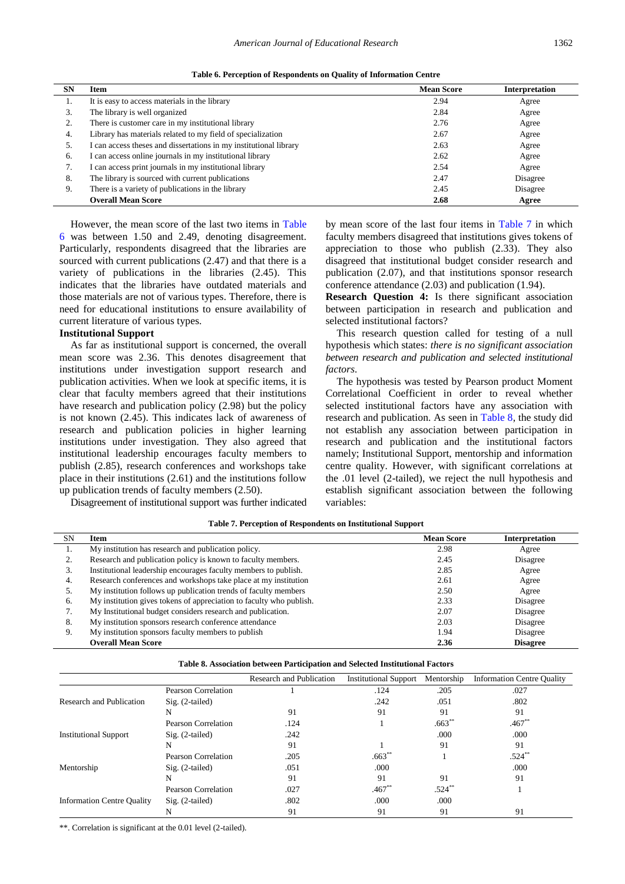**Table 6. Perception of Respondents on Quality of Information Centre**

| SN | Item | Mean Score | Interpretation |
|---|---|---|---|
| 1. | It is easy to access materials in the library | 2.94 | Agree |
| 3. | The library is well organized | 2.84 | Agree |
| 2. | There is customer care in my institutional library | 2.76 | Agree |
| 4. | Library has materials related to my field of specialization | 2.67 | Agree |
| 5. | I can access theses and dissertations in my institutional library | 2.63 | Agree |
| 6. | I can access online journals in my institutional library | 2.62 | Agree |
| 7. | I can access print journals in my institutional library | 2.54 | Agree |
| 8. | The library is sourced with current publications | 2.47 | Disagree |
| 9. | There is a variety of publications in the library | 2.45 | Disagree |
| | **Overall Mean Score** | **2.68** | **Agree** |

However, the mean score of the last two items in Table 6 was between 1.50 and 2.49, denoting disagreement. Particularly, respondents disagreed that the libraries are sourced with current publications (2.47) and that there is a variety of publications in the libraries (2.45). This indicates that the libraries have outdated materials and those materials are not of various types. Therefore, there is need for educational institutions to ensure availability of current literature of various types.

**Institutional Support**

As far as institutional support is concerned, the overall mean score was 2.36. This denotes disagreement that institutions under investigation support research and publication activities. When we look at specific items, it is clear that faculty members agreed that their institutions have research and publication policy (2.98) but the policy is not known (2.45). This indicates lack of awareness of research and publication policies in higher learning institutions under investigation. They also agreed that institutional leadership encourages faculty members to publish (2.85), research conferences and workshops take place in their institutions (2.61) and the institutions follow up publication trends of faculty members (2.50).

Disagreement of institutional support was further indicated by mean score of the last four items in Table 7 in which faculty members disagreed that institutions gives tokens of appreciation to those who publish (2.33). They also disagreed that institutional budget consider research and publication (2.07), and that institutions sponsor research conference attendance (2.03) and publication (1.94).

**Research Question 4:** Is there significant association between participation in research and publication and selected institutional factors?

This research question called for testing of a null hypothesis which states: *there is no significant association between research and publication and selected institutional factors*.

The hypothesis was tested by Pearson product Moment Correlational Coefficient in order to reveal whether selected institutional factors have any association with research and publication. As seen in Table 8, the study did not establish any association between participation in research and publication and the institutional factors namely; Institutional Support, mentorship and information centre quality. However, with significant correlations at the .01 level (2-tailed), we reject the null hypothesis and establish significant association between the following variables:

**Table 7. Perception of Respondents on Institutional Support**

| SN | Item | Mean Score | Interpretation |
|---|---|---|---|
| 1. | My institution has research and publication policy. | 2.98 | Agree |
| 2. | Research and publication policy is known to faculty members. | 2.45 | Disagree |
| 3. | Institutional leadership encourages faculty members to publish. | 2.85 | Agree |
| 4. | Research conferences and workshops take place at my institution | 2.61 | Agree |
| 5. | My institution follows up publication trends of faculty members | 2.50 | Agree |
| 6. | My institution gives tokens of appreciation to faculty who publish. | 2.33 | Disagree |
| 7. | My Institutional budget considers research and publication. | 2.07 | Disagree |
| 8. | My institution sponsors research conference attendance | 2.03 | Disagree |
| 9. | My institution sponsors faculty members to publish | 1.94 | Disagree |
| | **Overall Mean Score** | **2.36** | **Disagree** |

**Table 8. Association between Participation and Selected Institutional Factors**

| | | Research and Publication | Institutional Support | Mentorship | Information Centre Quality |
|---|---|---|---|---|---|
| Research and Publication | Pearson Correlation | 1 | .124 | .205 | .027 |
| | Sig. (2-tailed) | | .242 | .051 | .802 |
| | N | 91 | 91 | 91 | 91 |
| Institutional Support | Pearson Correlation | .124 | 1 | .663** | .467** |
| | Sig. (2-tailed) | .242 | | .000 | .000 |
| | N | 91 | 91 | 91 | 91 |
| Mentorship | Pearson Correlation | .205 | .663** | 1 | .524** |
| | Sig. (2-tailed) | .051 | .000 | | .000 |
| | N | 91 | 91 | 91 | 91 |
| Information Centre Quality | Pearson Correlation | .027 | .467** | .524** | 1 |
| | Sig. (2-tailed) | .802 | .000 | .000 | |
| | N | 91 | 91 | 91 | 91 |

**. Correlation is significant at the 0.01 level (2-tailed).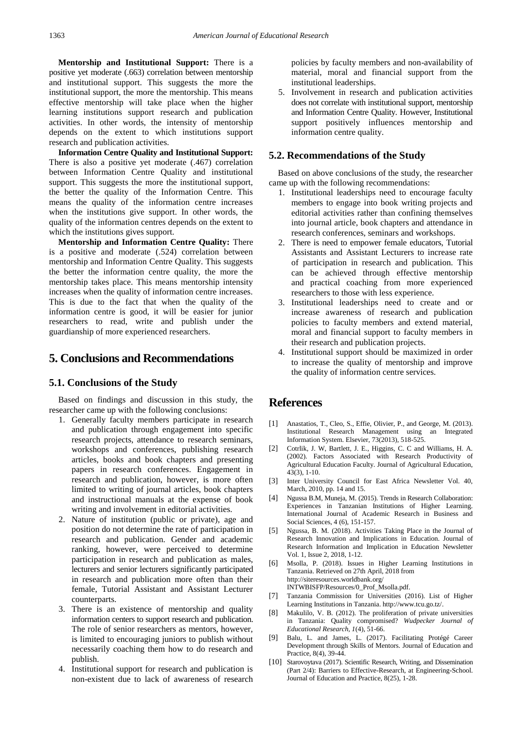**Mentorship and Institutional Support:** There is a positive yet moderate (.663) correlation between mentorship and institutional support. This suggests the more the institutional support, the more the mentorship. This means effective mentorship will take place when the higher learning institutions support research and publication activities. In other words, the intensity of mentorship depends on the extent to which institutions support research and publication activities.

**Information Centre Quality and Institutional Support:** There is also a positive yet moderate (.467) correlation between Information Centre Quality and institutional support. This suggests the more the institutional support, the better the quality of the Information Centre. This means the quality of the information centre increases when the institutions give support. In other words, the quality of the information centres depends on the extent to which the institutions gives support.

**Mentorship and Information Centre Quality:** There is a positive and moderate (.524) correlation between mentorship and Information Centre Quality. This suggests the better the information centre quality, the more the mentorship takes place. This means mentorship intensity increases when the quality of information centre increases. This is due to the fact that when the quality of the information centre is good, it will be easier for junior researchers to read, write and publish under the guardianship of more experienced researchers.

# 5. Conclusions and Recommendations

## 5.1. Conclusions of the Study

Based on findings and discussion in this study, the researcher came up with the following conclusions:

1. Generally faculty members participate in research and publication through engagement into specific research projects, attendance to research seminars, workshops and conferences, publishing research articles, books and book chapters and presenting papers in research conferences. Engagement in research and publication, however, is more often limited to writing of journal articles, book chapters and instructional manuals at the expense of book writing and involvement in editorial activities.
2. Nature of institution (public or private), age and position do not determine the rate of participation in research and publication. Gender and academic ranking, however, were perceived to determine participation in research and publication as males, lecturers and senior lecturers significantly participated in research and publication more often than their female, Tutorial Assistant and Assistant Lecturer counterparts.
3. There is an existence of mentorship and quality information centers to support research and publication. The role of senior researchers as mentors, however, is limited to encouraging juniors to publish without necessarily coaching them how to do research and publish.
4. Institutional support for research and publication is non-existent due to lack of awareness of research policies by faculty members and non-availability of material, moral and financial support from the institutional leaderships.
5. Involvement in research and publication activities does not correlate with institutional support, mentorship and Information Centre Quality. However, Institutional support positively influences mentorship and information centre quality.

## 5.2. Recommendations of the Study

Based on above conclusions of the study, the researcher came up with the following recommendations:

1. Institutional leaderships need to encourage faculty members to engage into book writing projects and editorial activities rather than confining themselves into journal article, book chapters and attendance in research conferences, seminars and workshops.
2. There is need to empower female educators, Tutorial Assistants and Assistant Lecturers to increase rate of participation in research and publication. This can be achieved through effective mentorship and practical coaching from more experienced researchers to those with less experience.
3. Institutional leaderships need to create and or increase awareness of research and publication policies to faculty members and extend material, moral and financial support to faculty members in their research and publication projects.
4. Institutional support should be maximized in order to increase the quality of mentorship and improve the quality of information centre services.

# References

[1] Anastatios, T., Cleo, S., Effie, Olivier, P., and George, M. (2013). Institutional Research Management using an Integrated Information System. Elsevier, 73(2013), 518-525.

[2] Cotrlik, J. W, Bartlett, J. E., Higgins, C. C and Williams, H. A. (2002). Factors Associated with Research Productivity of Agricultural Education Faculty. Journal of Agricultural Education, 43(3), 1-10.

[3] Inter University Council for East Africa Newsletter Vol. 40, March, 2010, pp. 14 and 15.

[4] Ngussa B.M, Muneja, M. (2015). Trends in Research Collaboration: Experiences in Tanzanian Institutions of Higher Learning. International Journal of Academic Research in Business and Social Sciences, 4 (6), 151-157.

[5] Ngussa, B. M. (2018). Activities Taking Place in the Journal of Research Innovation and Implications in Education. Journal of Research Information and Implication in Education Newsletter Vol. 1, Issue 2, 2018, 1-12.

[6] Msolla, P. (2018). Issues in Higher Learning Institutions in Tanzania. Retrieved on 27th April, 2018 from http://siteresources.worldbank.org/INTWBISFP/Resources/0_Prof_Msolla.pdf.

[7] Tanzania Commission for Universities (2016). List of Higher Learning Institutions in Tanzania. http://www.tcu.go.tz/.

[8] Makulilo, V. B. (2012). The proliferation of private universities in Tanzania: Quality compromised? *Wudpecker Journal of Educational Research*, *1*(4), 51-66.

[9] Balu, L. and James, L. (2017). Facilitating Protégé Career Development through Skills of Mentors. Journal of Education and Practice, 8(4), 39-44.

[10] Starovoytava (2017). Scientific Research, Writing, and Dissemination (Part 2/4): Barriers to Effective-Research, at Engineering-School. Journal of Education and Practice, 8(25), 1-28.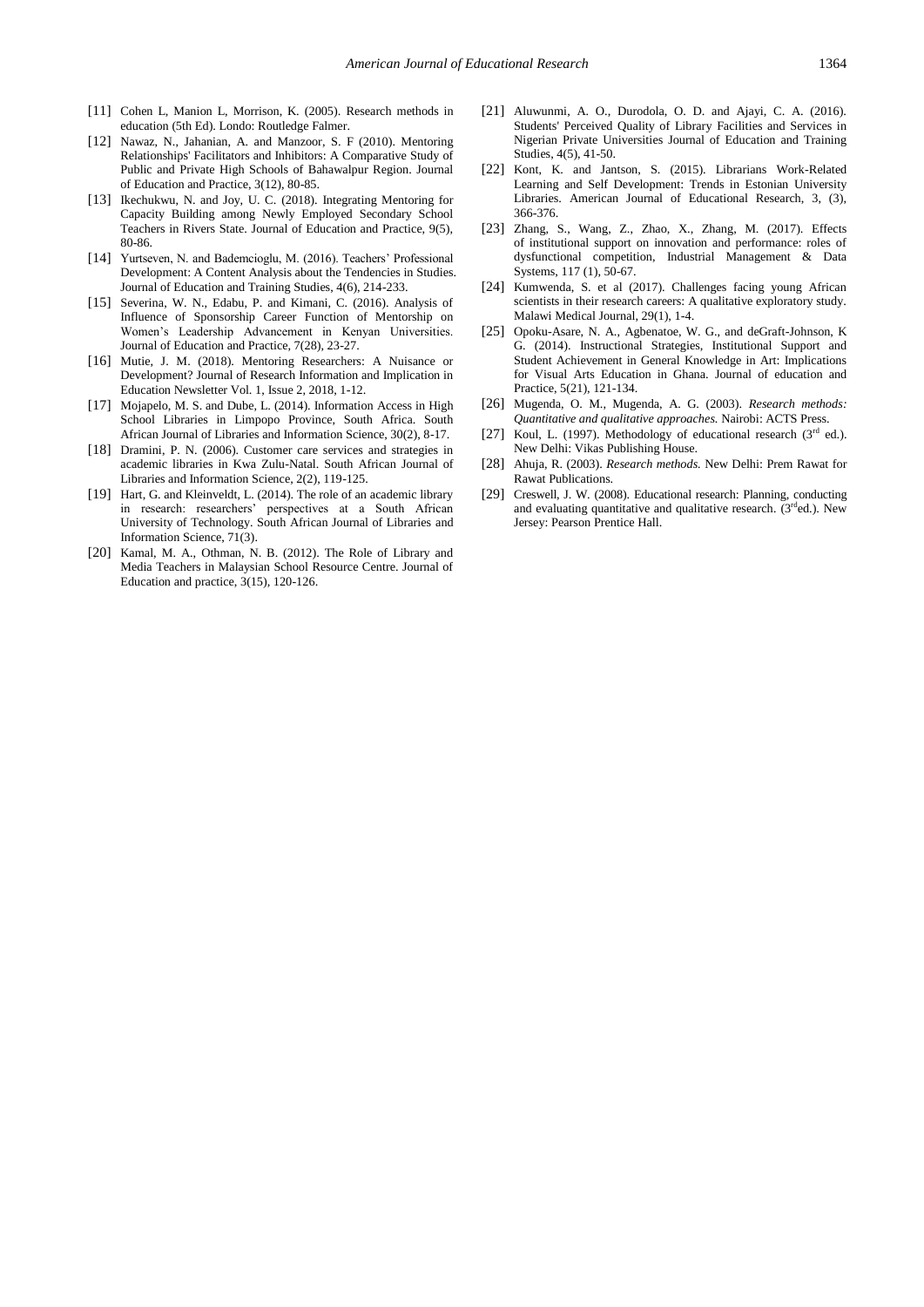[11] Cohen L, Manion L, Morrison, K. (2005). Research methods in education (5th Ed). Londo: Routledge Falmer.

[12] Nawaz, N., Jahanian, A. and Manzoor, S. F (2010). Mentoring Relationships' Facilitators and Inhibitors: A Comparative Study of Public and Private High Schools of Bahawalpur Region. Journal of Education and Practice, 3(12), 80-85.

[13] Ikechukwu, N. and Joy, U. C. (2018). Integrating Mentoring for Capacity Building among Newly Employed Secondary School Teachers in Rivers State. Journal of Education and Practice, 9(5), 80-86.

[14] Yurtseven, N. and Bademcioglu, M. (2016). Teachers' Professional Development: A Content Analysis about the Tendencies in Studies. Journal of Education and Training Studies, 4(6), 214-233.

[15] Severina, W. N., Edabu, P. and Kimani, C. (2016). Analysis of Influence of Sponsorship Career Function of Mentorship on Women's Leadership Advancement in Kenyan Universities. Journal of Education and Practice, 7(28), 23-27.

[16] Mutie, J. M. (2018). Mentoring Researchers: A Nuisance or Development? Journal of Research Information and Implication in Education Newsletter Vol. 1, Issue 2, 2018, 1-12.

[17] Mojapelo, M. S. and Dube, L. (2014). Information Access in High School Libraries in Limpopo Province, South Africa. South African Journal of Libraries and Information Science, 30(2), 8-17.

[18] Dramini, P. N. (2006). Customer care services and strategies in academic libraries in Kwa Zulu-Natal. South African Journal of Libraries and Information Science, 2(2), 119-125.

[19] Hart, G. and Kleinveldt, L. (2014). The role of an academic library in research: researchers' perspectives at a South African University of Technology. South African Journal of Libraries and Information Science, 71(3).

[20] Kamal, M. A., Othman, N. B. (2012). The Role of Library and Media Teachers in Malaysian School Resource Centre. Journal of Education and practice, 3(15), 120-126.

[21] Aluwunmi, A. O., Durodola, O. D. and Ajayi, C. A. (2016). Students' Perceived Quality of Library Facilities and Services in Nigerian Private Universities Journal of Education and Training Studies, 4(5), 41-50.

[22] Kont, K. and Jantson, S. (2015). Librarians Work-Related Learning and Self Development: Trends in Estonian University Libraries. American Journal of Educational Research, 3, (3), 366-376.

[23] Zhang, S., Wang, Z., Zhao, X., Zhang, M. (2017). Effects of institutional support on innovation and performance: roles of dysfunctional competition, Industrial Management & Data Systems, 117 (1), 50-67.

[24] Kumwenda, S. et al (2017). Challenges facing young African scientists in their research careers: A qualitative exploratory study. Malawi Medical Journal, 29(1), 1-4.

[25] Opoku-Asare, N. A., Agbenatoe, W. G., and deGraft-Johnson, K G. (2014). Instructional Strategies, Institutional Support and Student Achievement in General Knowledge in Art: Implications for Visual Arts Education in Ghana. Journal of education and Practice, 5(21), 121-134.

[26] Mugenda, O. M., Mugenda, A. G. (2003). *Research methods: Quantitative and qualitative approaches.* Nairobi: ACTS Press.

[27] Koul, L. (1997). Methodology of educational research (3rd ed.). New Delhi: Vikas Publishing House.

[28] Ahuja, R. (2003). *Research methods.* New Delhi: Prem Rawat for Rawat Publications.

[29] Creswell, J. W. (2008). Educational research: Planning, conducting and evaluating quantitative and qualitative research. (3rd ed.). New Jersey: Pearson Prentice Hall.